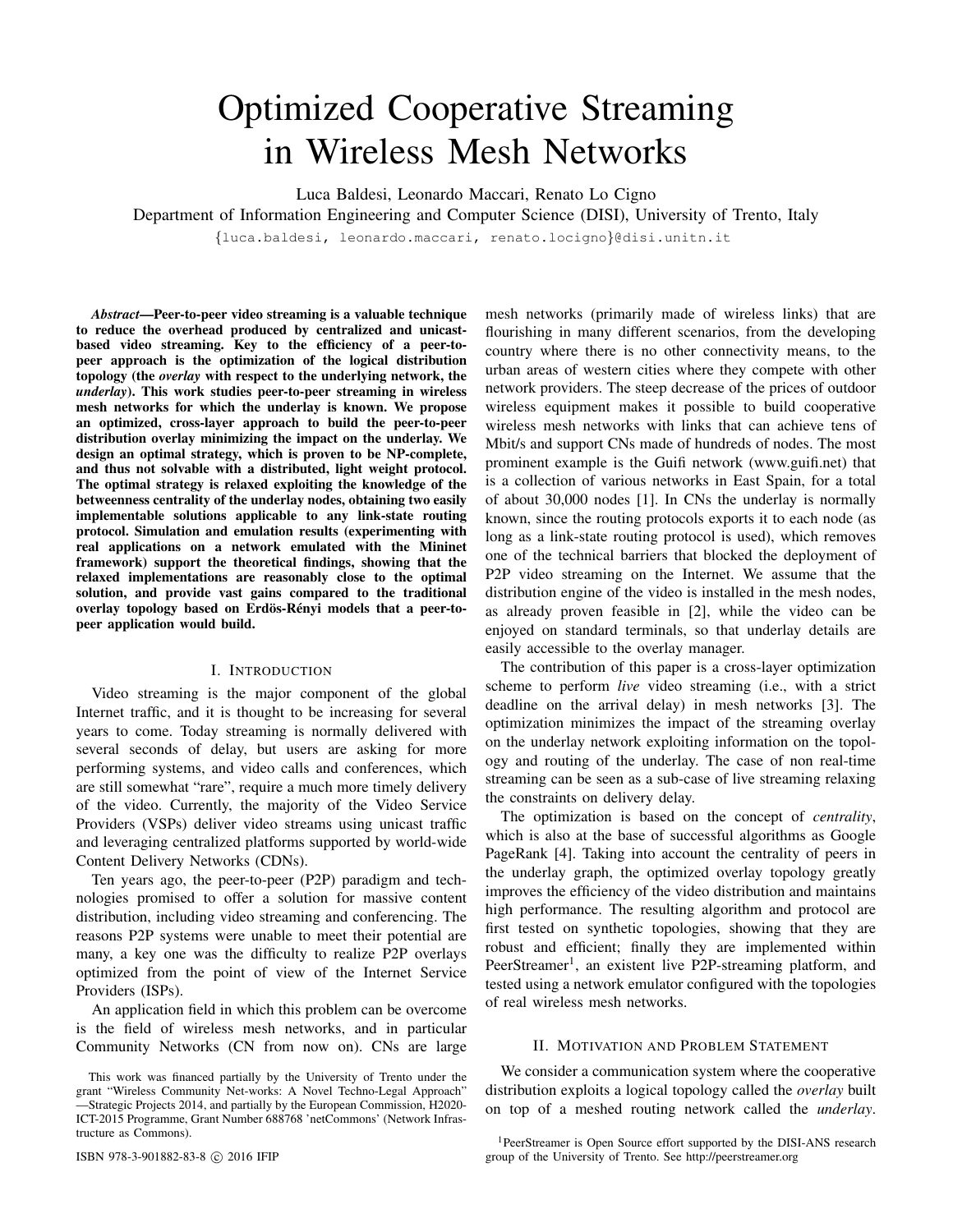# Optimized Cooperative Streaming in Wireless Mesh Networks

Luca Baldesi, Leonardo Maccari, Renato Lo Cigno

Department of Information Engineering and Computer Science (DISI), University of Trento, Italy

{luca.baldesi, leonardo.maccari, renato.locigno}@disi.unitn.it

***Abstract*—Peer-to-peer video streaming is a valuable technique to reduce the overhead produced by centralized and unicast-based video streaming. Key to the efficiency of a peer-to-peer approach is the optimization of the logical distribution topology (the *overlay* with respect to the underlying network, the *underlay*). This work studies peer-to-peer streaming in wireless mesh networks for which the underlay is known. We propose an optimized, cross-layer approach to build the peer-to-peer distribution overlay minimizing the impact on the underlay. We design an optimal strategy, which is proven to be NP-complete, and thus not solvable with a distributed, light weight protocol. The optimal strategy is relaxed exploiting the knowledge of the betweenness centrality of the underlay nodes, obtaining two easily implementable solutions applicable to any link-state routing protocol. Simulation and emulation results (experimenting with real applications on a network emulated with the Mininet framework) support the theoretical findings, showing that the relaxed implementations are reasonably close to the optimal solution, and provide vast gains compared to the traditional overlay topology based on Erdös-Rényi models that a peer-to-peer application would build.**

## I. Introduction

Video streaming is the major component of the global Internet traffic, and it is thought to be increasing for several years to come. Today streaming is normally delivered with several seconds of delay, but users are asking for more performing systems, and video calls and conferences, which are still somewhat "rare", require a much more timely delivery of the video. Currently, the majority of the Video Service Providers (VSPs) deliver video streams using unicast traffic and leveraging centralized platforms supported by world-wide Content Delivery Networks (CDNs).

Ten years ago, the peer-to-peer (P2P) paradigm and technologies promised to offer a solution for massive content distribution, including video streaming and conferencing. The reasons P2P systems were unable to meet their potential are many, a key one was the difficulty to realize P2P overlays optimized from the point of view of the Internet Service Providers (ISPs).

An application field in which this problem can be overcome is the field of wireless mesh networks, and in particular Community Networks (CN from now on). CNs are large mesh networks (primarily made of wireless links) that are flourishing in many different scenarios, from the developing country where there is no other connectivity means, to the urban areas of western cities where they compete with other network providers. The steep decrease of the prices of outdoor wireless equipment makes it possible to build cooperative wireless mesh networks with links that can achieve tens of Mbit/s and support CNs made of hundreds of nodes. The most prominent example is the Guifi network (www.guifi.net) that is a collection of various networks in East Spain, for a total of about 30,000 nodes [1]. In CNs the underlay is normally known, since the routing protocols exports it to each node (as long as a link-state routing protocol is used), which removes one of the technical barriers that blocked the deployment of P2P video streaming on the Internet. We assume that the distribution engine of the video is installed in the mesh nodes, as already proven feasible in [2], while the video can be enjoyed on standard terminals, so that underlay details are easily accessible to the overlay manager.

The contribution of this paper is a cross-layer optimization scheme to perform *live* video streaming (i.e., with a strict deadline on the arrival delay) in mesh networks [3]. The optimization minimizes the impact of the streaming overlay on the underlay network exploiting information on the topology and routing of the underlay. The case of non real-time streaming can be seen as a sub-case of live streaming relaxing the constraints on delivery delay.

The optimization is based on the concept of *centrality*, which is also at the base of successful algorithms as Google PageRank [4]. Taking into account the centrality of peers in the underlay graph, the optimized overlay topology greatly improves the efficiency of the video distribution and maintains high performance. The resulting algorithm and protocol are first tested on synthetic topologies, showing that they are robust and efficient; finally they are implemented within PeerStreamer[1], an existent live P2P-streaming platform, and tested using a network emulator configured with the topologies of real wireless mesh networks.

## II. Motivation and Problem Statement

We consider a communication system where the cooperative distribution exploits a logical topology called the *overlay* built on top of a meshed routing network called the *underlay*.

This work was financed partially by the University of Trento under the grant "Wireless Community Net-works: A Novel Techno-Legal Approach" —Strategic Projects 2014, and partially by the European Commission, H2020-ICT-2015 Programme, Grant Number 688768 'netCommons' (Network Infrastructure as Commons).

[1]PeerStreamer is Open Source effort supported by the DISI-ANS research group of the University of Trento. See http://peerstreamer.org

ISBN 978-3-901882-83-8 © 2016 IFIP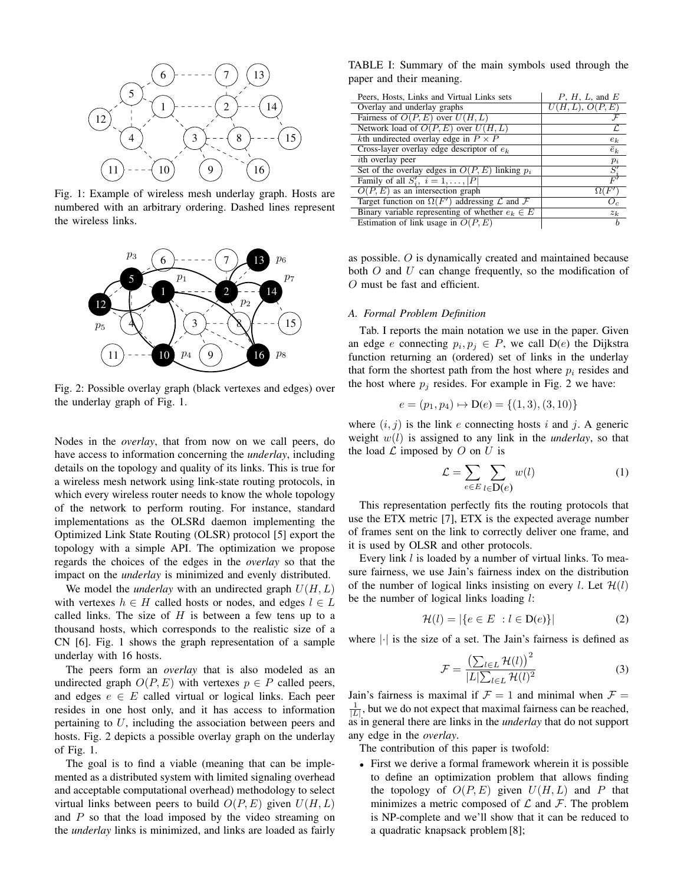Fig. 1: Example of wireless mesh underlay graph. Hosts are numbered with an arbitrary ordering. Dashed lines represent the wireless links.

Fig. 2: Possible overlay graph (black vertexes and edges) over the underlay graph of Fig. 1.

Nodes in the *overlay*, that from now on we call peers, do have access to information concerning the *underlay*, including details on the topology and quality of its links. This is true for a wireless mesh network using link-state routing protocols, in which every wireless router needs to know the whole topology of the network to perform routing. For instance, standard implementations as the OLSRd daemon implementing the Optimized Link State Routing (OLSR) protocol [5] export the topology with a simple API. The optimization we propose regards the choices of the edges in the *overlay* so that the impact on the *underlay* is minimized and evenly distributed.

We model the *underlay* with an undirected graph $U(H, L)$ with vertexes $h \in H$ called hosts or nodes, and edges $l \in L$ called links. The size of $H$ is between a few tens up to a thousand hosts, which corresponds to the realistic size of a CN [6]. Fig. 1 shows the graph representation of a sample underlay with 16 hosts.

The peers form an *overlay* that is also modeled as an undirected graph $O(P, E)$ with vertexes $p \in P$ called peers, and edges $e \in E$ called virtual or logical links. Each peer resides in one host only, and it has access to information pertaining to $U$, including the association between peers and hosts. Fig. 2 depicts a possible overlay graph on the underlay of Fig. 1.

The goal is to find a viable (meaning that can be implemented as a distributed system with limited signaling overhead and acceptable computational overhead) methodology to select virtual links between peers to build $O(P, E)$ given $U(H, L)$ and $P$ so that the load imposed by the video streaming on the *underlay* links is minimized, and links are loaded as fairly as possible. $O$ is dynamically created and maintained because both $O$ and $U$ can change frequently, so the modification of $O$ must be fast and efficient.

TABLE I: Summary of the main symbols used through the paper and their meaning.

| | |
|---|---|
| Peers, Hosts, Links and Virtual Links sets | $P$, $H$, $L$, and $E$ |
| Overlay and underlay graphs | $U(H, L)$, $O(P, E)$ |
| Fairness of $O(P, E)$ over $U(H, L)$ | $\mathcal{F}$ |
| Network load of $O(P, E)$ over $U(H, L)$ | $\mathcal{L}$ |
| $k$th undirected overlay edge in $P \times P$ | $e_k$ |
| Cross-layer overlay edge descriptor of $e_k$ | $\bar{e}_k$ |
| $i$th overlay peer | $p_i$ |
| Set of the overlay edges in $O(P, E)$ linking $p_i$ | $S'_i$ |
| Family of all $S'_i,\ i = 1, \ldots, \lvert P \rvert$ | $F'$ |
| $O(P, E)$ as an intersection graph | $\Omega(F')$ |
| Target function on $\Omega(F')$ addressing $\mathcal{L}$ and $\mathcal{F}$ | $O_c$ |
| Binary variable representing of whether $e_k \in E$ | $z_k$ |
| Estimation of link usage in $O(P, E)$ | $b$ |

### A. Formal Problem Definition

Tab. I reports the main notation we use in the paper. Given an edge $e$ connecting $p_i, p_j \in P$, we call $\mathrm{D}(e)$ the Dijkstra function returning an (ordered) set of links in the underlay that form the shortest path from the host where $p_i$ resides and the host where $p_j$ resides. For example in Fig. 2 we have:

$$e = (p_1, p_4) \mapsto \mathrm{D}(e) = \{(1, 3), (3, 10)\}$$

where $(i, j)$ is the link $e$ connecting hosts $i$ and $j$. A generic weight $w(l)$ is assigned to any link in the *underlay*, so that the load $\mathcal{L}$ imposed by $O$ on $U$ is

$$\mathcal{L} = \sum_{e \in E} \sum_{l \in \mathrm{D}(e)} w(l) \tag{1}$$

This representation perfectly fits the routing protocols that use the ETX metric [7], ETX is the expected average number of frames sent on the link to correctly deliver one frame, and it is used by OLSR and other protocols.

Every link $l$ is loaded by a number of virtual links. To measure fairness, we use Jain's fairness index on the distribution of the number of logical links insisting on every $l$. Let $\mathcal{H}(l)$ be the number of logical links loading $l$:

$$\mathcal{H}(l) = \lvert \{e \in E \ : l \in \mathrm{D}(e)\} \rvert \tag{2}$$

where $\lvert \cdot \rvert$ is the size of a set. The Jain's fairness is defined as

$$\mathcal{F} = \frac{\left(\sum_{l \in L} \mathcal{H}(l)\right)^2}{\lvert L \rvert \sum_{l \in L} \mathcal{H}(l)^2} \tag{3}$$

Jain's fairness is maximal if $\mathcal{F} = 1$ and minimal when $\mathcal{F} = \frac{1}{\lvert L \rvert}$, but we do not expect that maximal fairness can be reached, as in general there are links in the *underlay* that do not support any edge in the *overlay*.

The contribution of this paper is twofold:

- First we derive a formal framework wherein it is possible to define an optimization problem that allows finding the topology of $O(P, E)$ given $U(H, L)$ and $P$ that minimizes a metric composed of $\mathcal{L}$ and $\mathcal{F}$. The problem is NP-complete and we'll show that it can be reduced to a quadratic knapsack problem [8];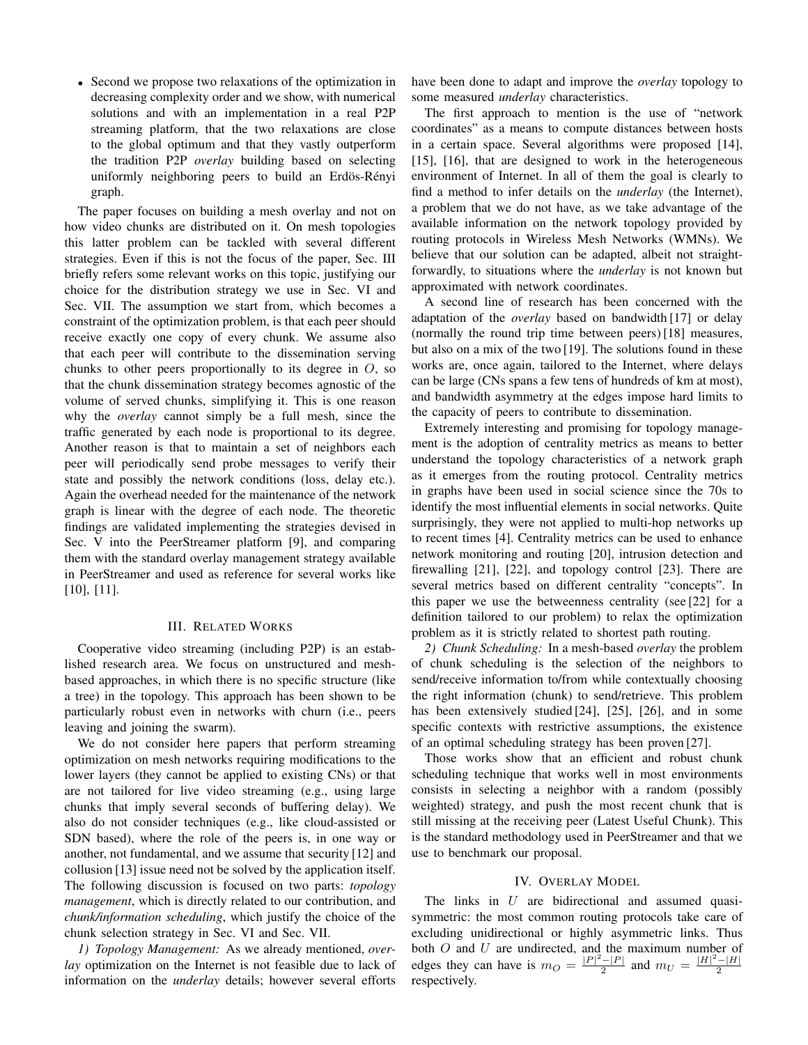- Second we propose two relaxations of the optimization in decreasing complexity order and we show, with numerical solutions and with an implementation in a real P2P streaming platform, that the two relaxations are close to the global optimum and that they vastly outperform the tradition P2P *overlay* building based on selecting uniformly neighboring peers to build an Erdös-Rényi graph.

The paper focuses on building a mesh overlay and not on how video chunks are distributed on it. On mesh topologies this latter problem can be tackled with several different strategies. Even if this is not the focus of the paper, Sec. III briefly refers some relevant works on this topic, justifying our choice for the distribution strategy we use in Sec. VI and Sec. VII. The assumption we start from, which becomes a constraint of the optimization problem, is that each peer should receive exactly one copy of every chunk. We assume also that each peer will contribute to the dissemination serving chunks to other peers proportionally to its degree in $O$, so that the chunk dissemination strategy becomes agnostic of the volume of served chunks, simplifying it. This is one reason why the *overlay* cannot simply be a full mesh, since the traffic generated by each node is proportional to its degree. Another reason is that to maintain a set of neighbors each peer will periodically send probe messages to verify their state and possibly the network conditions (loss, delay etc.). Again the overhead needed for the maintenance of the network graph is linear with the degree of each node. The theoretic findings are validated implementing the strategies devised in Sec. V into the PeerStreamer platform [9], and comparing them with the standard overlay management strategy available in PeerStreamer and used as reference for several works like [10], [11].

## III. Related Works

Cooperative video streaming (including P2P) is an established research area. We focus on unstructured and mesh-based approaches, in which there is no specific structure (like a tree) in the topology. This approach has been shown to be particularly robust even in networks with churn (i.e., peers leaving and joining the swarm).

We do not consider here papers that perform streaming optimization on mesh networks requiring modifications to the lower layers (they cannot be applied to existing CNs) or that are not tailored for live video streaming (e.g., using large chunks that imply several seconds of buffering delay). We also do not consider techniques (e.g., like cloud-assisted or SDN based), where the role of the peers is, in one way or another, not fundamental, and we assume that security [12] and collusion [13] issue need not be solved by the application itself. The following discussion is focused on two parts: *topology management*, which is directly related to our contribution, and *chunk/information scheduling*, which justify the choice of the chunk selection strategy in Sec. VI and Sec. VII.

*1) Topology Management:* As we already mentioned, *overlay* optimization on the Internet is not feasible due to lack of information on the *underlay* details; however several efforts have been done to adapt and improve the *overlay* topology to some measured *underlay* characteristics.

The first approach to mention is the use of "network coordinates" as a means to compute distances between hosts in a certain space. Several algorithms were proposed [14], [15], [16], that are designed to work in the heterogeneous environment of Internet. In all of them the goal is clearly to find a method to infer details on the *underlay* (the Internet), a problem that we do not have, as we take advantage of the available information on the network topology provided by routing protocols in Wireless Mesh Networks (WMNs). We believe that our solution can be adapted, albeit not straightforwardly, to situations where the *underlay* is not known but approximated with network coordinates.

A second line of research has been concerned with the adaptation of the *overlay* based on bandwidth [17] or delay (normally the round trip time between peers) [18] measures, but also on a mix of the two [19]. The solutions found in these works are, once again, tailored to the Internet, where delays can be large (CNs spans a few tens of hundreds of km at most), and bandwidth asymmetry at the edges impose hard limits to the capacity of peers to contribute to dissemination.

Extremely interesting and promising for topology management is the adoption of centrality metrics as means to better understand the topology characteristics of a network graph as it emerges from the routing protocol. Centrality metrics in graphs have been used in social science since the 70s to identify the most influential elements in social networks. Quite surprisingly, they were not applied to multi-hop networks up to recent times [4]. Centrality metrics can be used to enhance network monitoring and routing [20], intrusion detection and firewalling [21], [22], and topology control [23]. There are several metrics based on different centrality "concepts". In this paper we use the betweenness centrality (see [22] for a definition tailored to our problem) to relax the optimization problem as it is strictly related to shortest path routing.

*2) Chunk Scheduling:* In a mesh-based *overlay* the problem of chunk scheduling is the selection of the neighbors to send/receive information to/from while contextually choosing the right information (chunk) to send/retrieve. This problem has been extensively studied [24], [25], [26], and in some specific contexts with restrictive assumptions, the existence of an optimal scheduling strategy has been proven [27].

Those works show that an efficient and robust chunk scheduling technique that works well in most environments consists in selecting a neighbor with a random (possibly weighted) strategy, and push the most recent chunk that is still missing at the receiving peer (Latest Useful Chunk). This is the standard methodology used in PeerStreamer and that we use to benchmark our proposal.

## IV. Overlay Model

The links in $U$ are bidirectional and assumed quasi-symmetric: the most common routing protocols take care of excluding unidirectional or highly asymmetric links. Thus both $O$ and $U$ are undirected, and the maximum number of edges they can have is $m_O = \frac{|P|^2-|P|}{2}$ and $m_U = \frac{|H|^2-|H|}{2}$ respectively.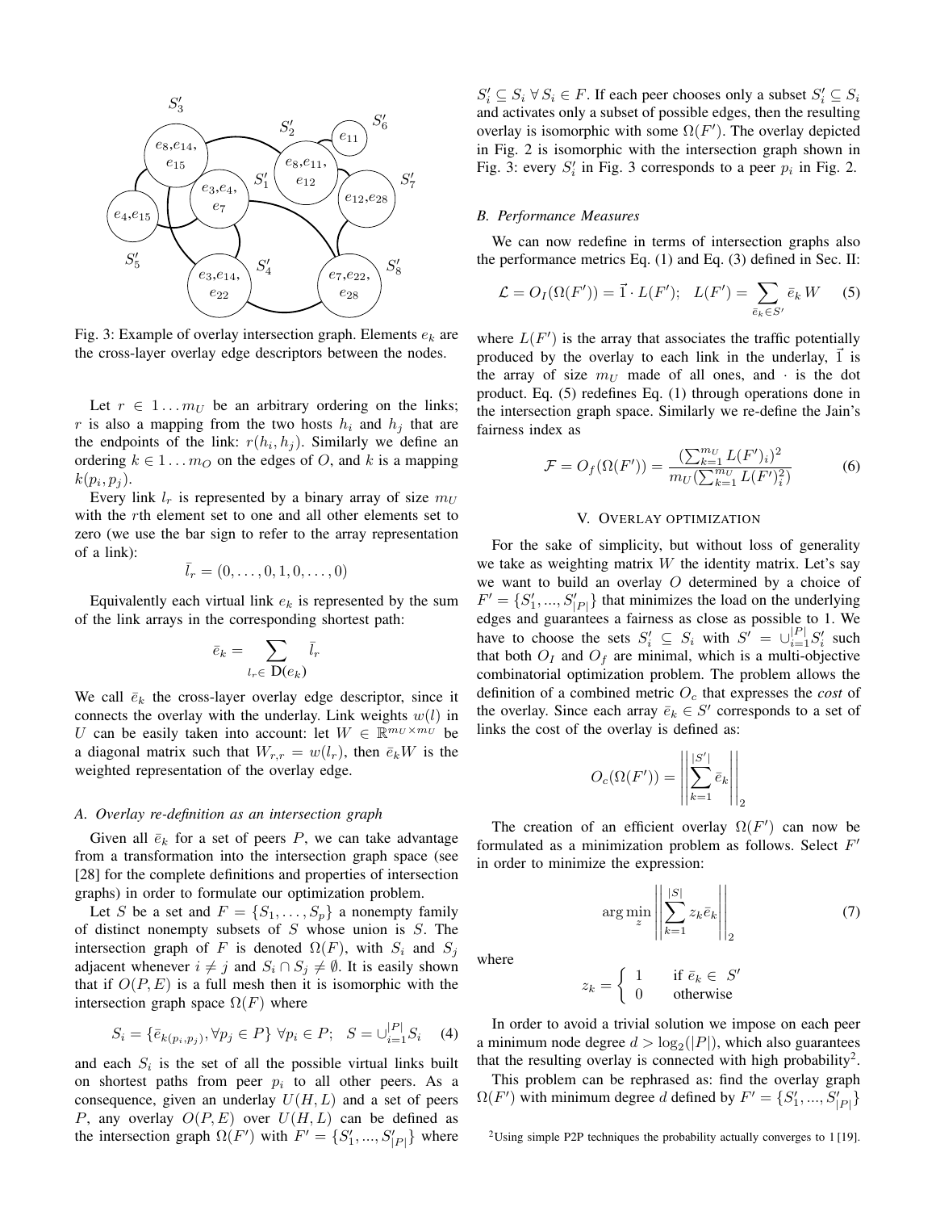Fig. 3: Example of overlay intersection graph. Elements $e_k$ are the cross-layer overlay edge descriptors between the nodes.

Let $r \in 1 \dots m_U$ be an arbitrary ordering on the links; $r$ is also a mapping from the two hosts $h_i$ and $h_j$ that are the endpoints of the link: $r(h_i, h_j)$. Similarly we define an ordering $k \in 1 \dots m_O$ on the edges of $O$, and $k$ is a mapping $k(p_i, p_j)$.

Every link $l_r$ is represented by a binary array of size $m_U$ with the $r$th element set to one and all other elements set to zero (we use the bar sign to refer to the array representation of a link):

$$\bar{l}_r = (0, \dots, 0, 1, 0, \dots, 0)$$

Equivalently each virtual link $e_k$ is represented by the sum of the link arrays in the corresponding shortest path:

$$\bar{e}_k = \sum_{l_r \in \ \mathrm{D}(e_k)} \bar{l}_r$$

We call $\bar{e}_k$ the cross-layer overlay edge descriptor, since it connects the overlay with the underlay. Link weights $w(l)$ in $U$ can be easily taken into account: let $W \in \mathbb{R}^{m_U \times m_U}$ be a diagonal matrix such that $W_{r,r} = w(l_r)$, then $\bar{e}_k W$ is the weighted representation of the overlay edge.

### A. Overlay re-definition as an intersection graph

Given all $\bar{e}_k$ for a set of peers $P$, we can take advantage from a transformation into the intersection graph space (see [28] for the complete definitions and properties of intersection graphs) in order to formulate our optimization problem.

Let $S$ be a set and $F = \{S_1, \dots, S_p\}$ a nonempty family of distinct nonempty subsets of $S$ whose union is $S$. The intersection graph of $F$ is denoted $\Omega(F)$, with $S_i$ and $S_j$ adjacent whenever $i \neq j$ and $S_i \cap S_j \neq \emptyset$. It is easily shown that if $O(P, E)$ is a full mesh then it is isomorphic with the intersection graph space $\Omega(F)$ where

$$S_i = \{\bar{e}_{k(p_i,p_j)}, \forall p_j \in P\} \ \forall p_i \in P; \quad S = \cup_{i=1}^{|P|} S_i \qquad (4)$$

and each $S_i$ is the set of all the possible virtual links built on shortest paths from peer $p_i$ to all other peers. As a consequence, given an underlay $U(H, L)$ and a set of peers $P$, any overlay $O(P, E)$ over $U(H, L)$ can be defined as the intersection graph $\Omega(F')$ with $F' = \{S'_1, ..., S'_{|P|}\}$ where $S'_i \subseteq S_i \ \forall \, S_i \in F$. If each peer chooses only a subset $S'_i \subseteq S_i$ and activates only a subset of possible edges, then the resulting overlay is isomorphic with some $\Omega(F')$. The overlay depicted in Fig. 2 is isomorphic with the intersection graph shown in Fig. 3: every $S'_i$ in Fig. 3 corresponds to a peer $p_i$ in Fig. 2.

### B. Performance Measures

We can now redefine in terms of intersection graphs also the performance metrics Eq. (1) and Eq. (3) defined in Sec. II:

$$\mathcal{L} = O_I(\Omega(F')) = \vec{1} \cdot L(F'); \quad L(F') = \sum_{\bar{e}_k \in S'} \bar{e}_k \, W \qquad (5)$$

where $L(F')$ is the array that associates the traffic potentially produced by the overlay to each link in the underlay, $\vec{1}$ is the array of size $m_U$ made of all ones, and $\cdot$ is the dot product. Eq. (5) redefines Eq. (1) through operations done in the intersection graph space. Similarly we re-define the Jain's fairness index as

$$\mathcal{F} = O_f(\Omega(F')) = \frac{(\sum_{k=1}^{m_U} L(F')_i)^2}{m_U (\sum_{k=1}^{m_U} L(F')_i^2)} \qquad (6)$$

## V. Overlay optimization

For the sake of simplicity, but without loss of generality we take as weighting matrix $W$ the identity matrix. Let's say we want to build an overlay $O$ determined by a choice of $F' = \{S'_1, ..., S'_{|P|}\}$ that minimizes the load on the underlying edges and guarantees a fairness as close as possible to 1. We have to choose the sets $S'_i \subseteq S_i$ with $S' = \cup_{i=1}^{|P|} S'_i$ such that both $O_I$ and $O_f$ are minimal, which is a multi-objective combinatorial optimization problem. The problem allows the definition of a combined metric $O_c$ that expresses the *cost* of the overlay. Since each array $\bar{e}_k \in S'$ corresponds to a set of links the cost of the overlay is defined as:

$$O_c(\Omega(F')) = \left|\left| \sum_{k=1}^{|S'|} \bar{e}_k \right|\right|_2$$

The creation of an efficient overlay $\Omega(F')$ can now be formulated as a minimization problem as follows. Select $F'$ in order to minimize the expression:

$$\arg\min_{z} \left|\left| \sum_{k=1}^{|S|} z_k \bar{e}_k \right|\right|_2 \qquad (7)$$

where

$$z_k = \begin{cases} 1 & \text{if } \bar{e}_k \in \ S' \\ 0 & \text{otherwise} \end{cases}$$

In order to avoid a trivial solution we impose on each peer a minimum node degree $d > \log_2(|P|)$, which also guarantees that the resulting overlay is connected with high probability[2].

This problem can be rephrased as: find the overlay graph $\Omega(F')$ with minimum degree $d$ defined by $F' = \{S'_1, ..., S'_{|P|}\}$

[2]Using simple P2P techniques the probability actually converges to 1 [19].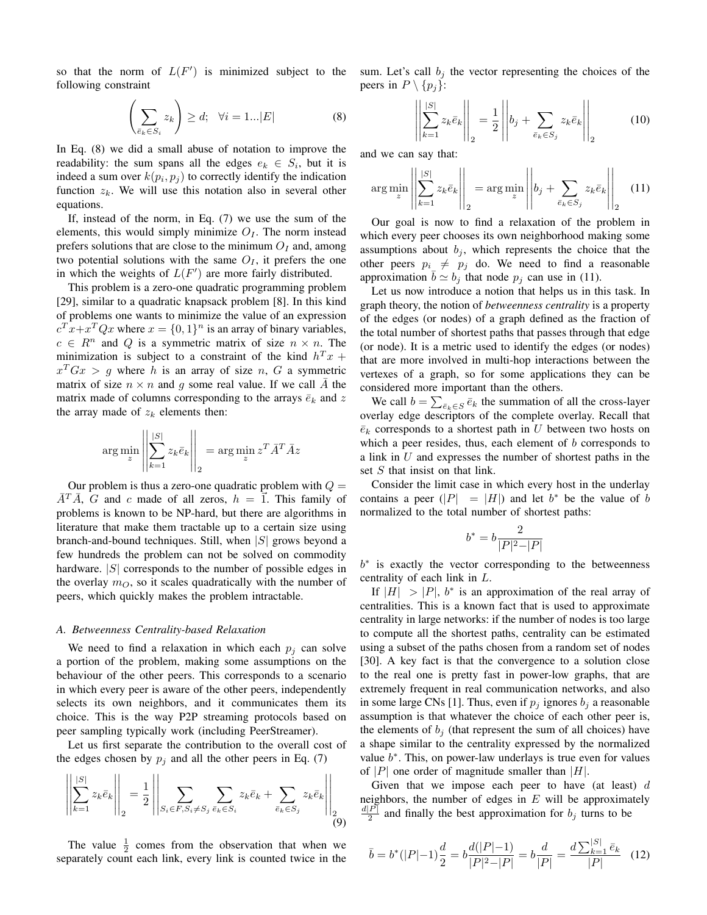so that the norm of $L(F')$ is minimized subject to the following constraint

$$\left(\sum_{\bar{e}_k \in S_i} z_k\right) \geq d; \quad \forall i = 1...|E| \tag{8}$$

In Eq. (8) we did a small abuse of notation to improve the readability: the sum spans all the edges $e_k \in S_i$, but it is indeed a sum over $k(p_i, p_j)$ to correctly identify the indication function $z_k$. We will use this notation also in several other equations.

If, instead of the norm, in Eq. (7) we use the sum of the elements, this would simply minimize $O_I$. The norm instead prefers solutions that are close to the minimum $O_I$ and, among two potential solutions with the same $O_I$, it prefers the one in which the weights of $L(F')$ are more fairly distributed.

This problem is a zero-one quadratic programming problem [29], similar to a quadratic knapsack problem [8]. In this kind of problems one wants to minimize the value of an expression $c^T x + x^T Q x$ where $x = \{0,1\}^n$ is an array of binary variables, $c \in R^n$ and $Q$ is a symmetric matrix of size $n \times n$. The minimization is subject to a constraint of the kind $h^T x + x^T G x > g$ where $h$ is an array of size $n$, $G$ a symmetric matrix of size $n \times n$ and $g$ some real value. If we call $\bar{A}$ the matrix made of columns corresponding to the arrays $\bar{e}_k$ and $z$ the array made of $z_k$ elements then:

$$\arg\min_z \left\| \sum_{k=1}^{|S|} z_k \bar{e}_k \right\|_2 = \arg\min_z z^T \bar{A}^T \bar{A} z$$

Our problem is thus a zero-one quadratic problem with $Q = \bar{A}^T \bar{A}$, $G$ and $c$ made of all zeros, $h = \vec{1}$. This family of problems is known to be NP-hard, but there are algorithms in literature that make them tractable up to a certain size using branch-and-bound techniques. Still, when $|S|$ grows beyond a few hundreds the problem can not be solved on commodity hardware. $|S|$ corresponds to the number of possible edges in the overlay $m_O$, so it scales quadratically with the number of peers, which quickly makes the problem intractable.

### A. Betweenness Centrality-based Relaxation

We need to find a relaxation in which each $p_j$ can solve a portion of the problem, making some assumptions on the behaviour of the other peers. This corresponds to a scenario in which every peer is aware of the other peers, independently selects its own neighbors, and it communicates them its choice. This is the way P2P streaming protocols based on peer sampling typically work (including PeerStreamer).

Let us first separate the contribution to the overall cost of the edges chosen by $p_j$ and all the other peers in Eq. (7)

$$\left\| \sum_{k=1}^{|S|} z_k \bar{e}_k \right\|_2 = \frac{1}{2} \left\| \sum_{S_i \in F, S_i \neq S_j} \sum_{\bar{e}_k \in S_i} z_k \bar{e}_k + \sum_{\bar{e}_k \in S_j} z_k \bar{e}_k \right\|_2 \tag{9}$$

The value $\frac{1}{2}$ comes from the observation that when we separately count each link, every link is counted twice in the sum. Let's call $b_j$ the vector representing the choices of the peers in $P \setminus \{p_j\}$:

$$\left\| \sum_{k=1}^{|S|} z_k \bar{e}_k \right\|_2 = \frac{1}{2} \left\| b_j + \sum_{\bar{e}_k \in S_j} z_k \bar{e}_k \right\|_2 \tag{10}$$

and we can say that:

$$\arg\min_z \left\| \sum_{k=1}^{|S|} z_k \bar{e}_k \right\|_2 = \arg\min_z \left\| b_j + \sum_{\bar{e}_k \in S_j} z_k \bar{e}_k \right\|_2 \tag{11}$$

Our goal is now to find a relaxation of the problem in which every peer chooses its own neighborhood making some assumptions about $b_j$, which represents the choice that the other peers $p_i \neq p_j$ do. We need to find a reasonable approximation $\bar{b} \simeq b_j$ that node $p_j$ can use in (11).

Let us now introduce a notion that helps us in this task. In graph theory, the notion of *betweenness centrality* is a property of the edges (or nodes) of a graph defined as the fraction of the total number of shortest paths that passes through that edge (or node). It is a metric used to identify the edges (or nodes) that are more involved in multi-hop interactions between the vertexes of a graph, so for some applications they can be considered more important than the others.

We call $b = \sum_{\bar{e}_k \in S} \bar{e}_k$ the summation of all the cross-layer overlay edge descriptors of the complete overlay. Recall that $\bar{e}_k$ corresponds to a shortest path in $U$ between two hosts on which a peer resides, thus, each element of $b$ corresponds to a link in $U$ and expresses the number of shortest paths in the set $S$ that insist on that link.

Consider the limit case in which every host in the underlay contains a peer ($|P| = |H|$) and let $b^*$ be the value of $b$ normalized to the total number of shortest paths:

$$b^* = b \frac{2}{|P|^2 - |P|}$$

$b^*$ is exactly the vector corresponding to the betweenness centrality of each link in $L$.

If $|H| > |P|$, $b^*$ is an approximation of the real array of centralities. This is a known fact that is used to approximate centrality in large networks: if the number of nodes is too large to compute all the shortest paths, centrality can be estimated using a subset of the paths chosen from a random set of nodes [30]. A key fact is that the convergence to a solution close to the real one is pretty fast in power-low graphs, that are extremely frequent in real communication networks, and also in some large CNs [1]. Thus, even if $p_j$ ignores $b_j$ a reasonable assumption is that whatever the choice of each other peer is, the elements of $b_j$ (that represent the sum of all choices) have a shape similar to the centrality expressed by the normalized value $b^*$. This, on power-law underlays is true even for values of $|P|$ one order of magnitude smaller than $|H|$.

Given that we impose each peer to have (at least) $d$ neighbors, the number of edges in $E$ will be approximately $\frac{d|P|}{2}$ and finally the best approximation for $b_j$ turns to be

$$\bar{b} = b^*(|P|-1)\frac{d}{2} = b\frac{d(|P|-1)}{|P|^2-|P|} = b\frac{d}{|P|} = \frac{d\sum_{k=1}^{|S|} \bar{e}_k}{|P|} \tag{12}$$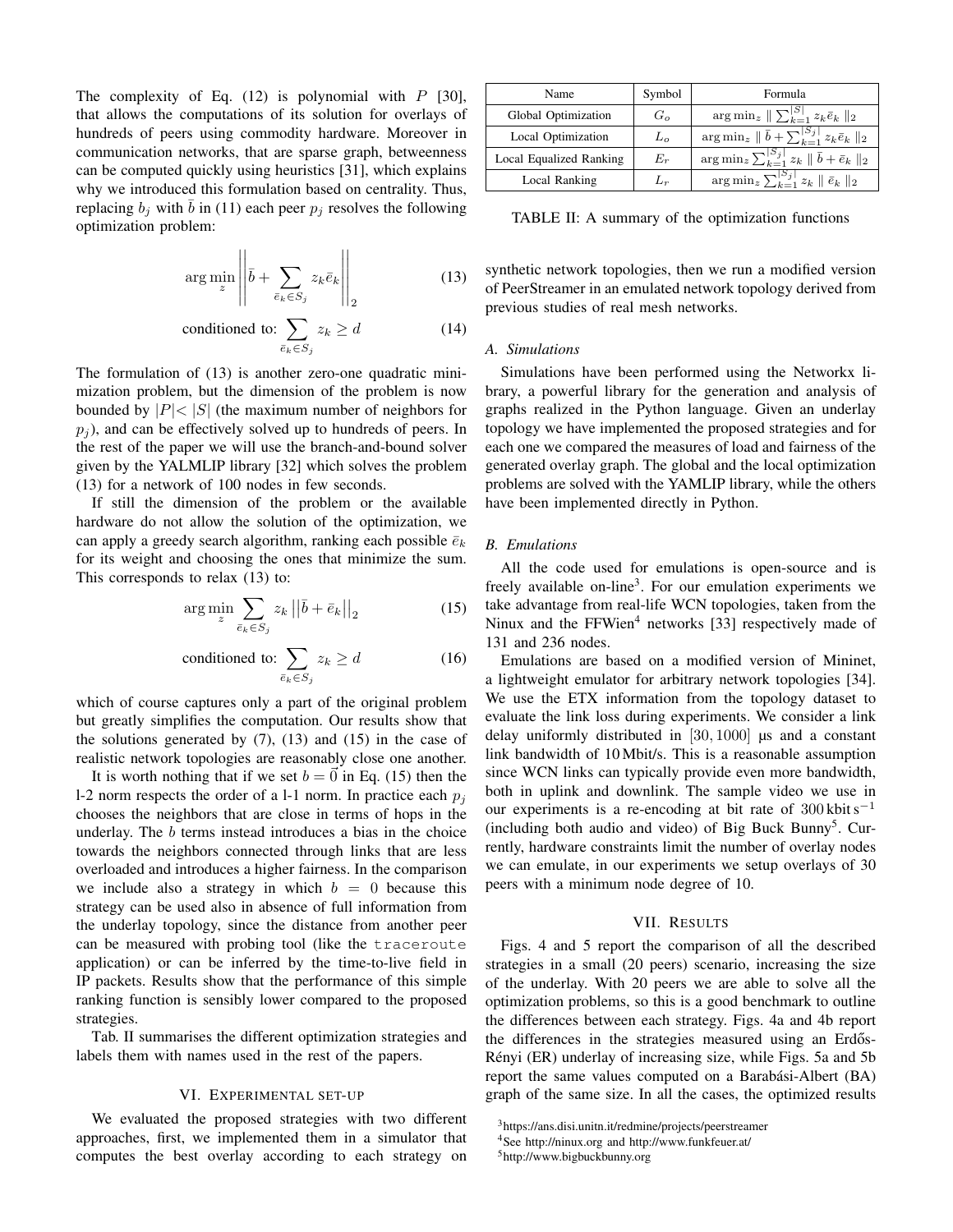The complexity of Eq. (12) is polynomial with $P$ [30], that allows the computations of its solution for overlays of hundreds of peers using commodity hardware. Moreover in communication networks, that are sparse graph, betweenness can be computed quickly using heuristics [31], which explains why we introduced this formulation based on centrality. Thus, replacing $b_j$ with $\bar{b}$ in (11) each peer $p_j$ resolves the following optimization problem:

$$\arg\min_{z} \left|\left| \bar{b} + \sum_{\bar{e}_k \in S_j} z_k \bar{e}_k \right|\right|_2 \tag{13}$$

$$\text{conditioned to: } \sum_{\bar{e}_k \in S_j} z_k \geq d \tag{14}$$

The formulation of (13) is another zero-one quadratic minimization problem, but the dimension of the problem is now bounded by $|P| < |S|$ (the maximum number of neighbors for $p_j$), and can be effectively solved up to hundreds of peers. In the rest of the paper we will use the branch-and-bound solver given by the YALMLIP library [32] which solves the problem (13) for a network of 100 nodes in few seconds.

If still the dimension of the problem or the available hardware do not allow the solution of the optimization, we can apply a greedy search algorithm, ranking each possible $\bar{e}_k$ for its weight and choosing the ones that minimize the sum. This corresponds to relax (13) to:

$$\arg\min_{z} \sum_{\bar{e}_k \in S_j} z_k \left|\left| \bar{b} + \bar{e}_k \right|\right|_2 \tag{15}$$

$$\text{conditioned to: } \sum_{\bar{e}_k \in S_j} z_k \geq d \tag{16}$$

which of course captures only a part of the original problem but greatly simplifies the computation. Our results show that the solutions generated by (7), (13) and (15) in the case of realistic network topologies are reasonably close one another.

It is worth nothing that if we set $b = \vec{0}$ in Eq. (15) then the l-2 norm respects the order of a l-1 norm. In practice each $p_j$ chooses the neighbors that are close in terms of hops in the underlay. The $b$ terms instead introduces a bias in the choice towards the neighbors connected through links that are less overloaded and introduces a higher fairness. In the comparison we include also a strategy in which $b = 0$ because this strategy can be used also in absence of full information from the underlay topology, since the distance from another peer can be measured with probing tool (like the `traceroute` application) or can be inferred by the time-to-live field in IP packets. Results show that the performance of this simple ranking function is sensibly lower compared to the proposed strategies.

Tab. II summarises the different optimization strategies and labels them with names used in the rest of the papers.

| Name | Symbol | Formula |
|---|---|---|
| Global Optimization | $G_o$ | $\arg\min_z \parallel \sum_{k=1}^{\lvert S \rvert} z_k \bar{e}_k \parallel_2$ |
| Local Optimization | $L_o$ | $\arg\min_z \parallel \bar{b} + \sum_{k=1}^{\lvert S_j \rvert} z_k \bar{e}_k \parallel_2$ |
| Local Equalized Ranking | $E_r$ | $\arg\min_z \sum_{k=1}^{\lvert S_j \rvert} z_k \parallel \bar{b} + \bar{e}_k \parallel_2$ |
| Local Ranking | $L_r$ | $\arg\min_z \sum_{k=1}^{\lvert S_j \rvert} z_k \parallel \bar{e}_k \parallel_2$ |

TABLE II: A summary of the optimization functions

## VI. Experimental set-up

We evaluated the proposed strategies with two different approaches, first, we implemented them in a simulator that computes the best overlay according to each strategy on synthetic network topologies, then we run a modified version of PeerStreamer in an emulated network topology derived from previous studies of real mesh networks.

### A. Simulations

Simulations have been performed using the Networkx library, a powerful library for the generation and analysis of graphs realized in the Python language. Given an underlay topology we have implemented the proposed strategies and for each one we compared the measures of load and fairness of the generated overlay graph. The global and the local optimization problems are solved with the YAMLIP library, while the others have been implemented directly in Python.

### B. Emulations

All the code used for emulations is open-source and is freely available on-line[3]. For our emulation experiments we take advantage from real-life WCN topologies, taken from the Ninux and the FFWien[4] networks [33] respectively made of 131 and 236 nodes.

Emulations are based on a modified version of Mininet, a lightweight emulator for arbitrary network topologies [34]. We use the ETX information from the topology dataset to evaluate the link loss during experiments. We consider a link delay uniformly distributed in $[30, 1000]$ µs and a constant link bandwidth of 10 Mbit/s. This is a reasonable assumption since WCN links can typically provide even more bandwidth, both in uplink and downlink. The sample video we use in our experiments is a re-encoding at bit rate of $300\,\text{kbit}\,\text{s}^{-1}$ (including both audio and video) of Big Buck Bunny[5]. Currently, hardware constraints limit the number of overlay nodes we can emulate, in our experiments we setup overlays of 30 peers with a minimum node degree of 10.

## VII. Results

Figs. 4 and 5 report the comparison of all the described strategies in a small (20 peers) scenario, increasing the size of the underlay. With 20 peers we are able to solve all the optimization problems, so this is a good benchmark to outline the differences between each strategy. Figs. 4a and 4b report the differences in the strategies measured using an Erdős-Rényi (ER) underlay of increasing size, while Figs. 5a and 5b report the same values computed on a Barabási-Albert (BA) graph of the same size. In all the cases, the optimized results

[3] https://ans.disi.unitn.it/redmine/projects/peerstreamer

[4] See http://ninux.org and http://www.funkfeuer.at/

[5] http://www.bigbuckbunny.org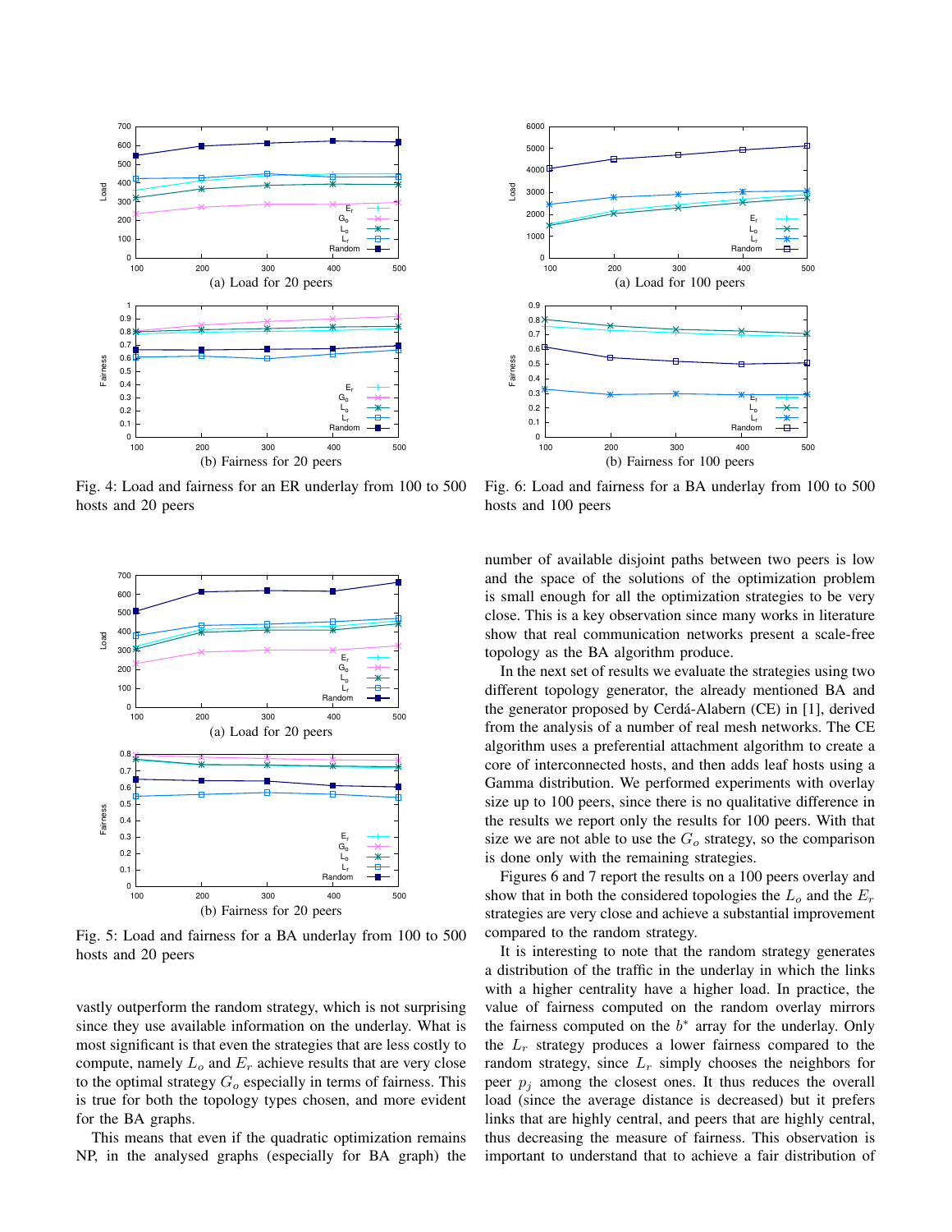(a) Load for 20 peers

(b) Fairness for 20 peers

Fig. 4: Load and fairness for an ER underlay from 100 to 500 hosts and 20 peers

(a) Load for 20 peers

(b) Fairness for 20 peers

Fig. 5: Load and fairness for a BA underlay from 100 to 500 hosts and 20 peers

vastly outperform the random strategy, which is not surprising since they use available information on the underlay. What is most significant is that even the strategies that are less costly to compute, namely $L_o$ and $E_r$ achieve results that are very close to the optimal strategy $G_o$ especially in terms of fairness. This is true for both the topology types chosen, and more evident for the BA graphs.

This means that even if the quadratic optimization remains NP, in the analysed graphs (especially for BA graph) the number of available disjoint paths between two peers is low and the space of the solutions of the optimization problem is small enough for all the optimization strategies to be very close. This is a key observation since many works in literature show that real communication networks present a scale-free topology as the BA algorithm produce.

In the next set of results we evaluate the strategies using two different topology generator, the already mentioned BA and the generator proposed by Cerdá-Alabern (CE) in [1], derived from the analysis of a number of real mesh networks. The CE algorithm uses a preferential attachment algorithm to create a core of interconnected hosts, and then adds leaf hosts using a Gamma distribution. We performed experiments with overlay size up to 100 peers, since there is no qualitative difference in the results we report only the results for 100 peers. With that size we are not able to use the $G_o$ strategy, so the comparison is done only with the remaining strategies.

Figures 6 and 7 report the results on a 100 peers overlay and show that in both the considered topologies the $L_o$ and the $E_r$ strategies are very close and achieve a substantial improvement compared to the random strategy.

It is interesting to note that the random strategy generates a distribution of the traffic in the underlay in which the links with a higher centrality have a higher load. In practice, the value of fairness computed on the random overlay mirrors the fairness computed on the $b^*$ array for the underlay. Only the $L_r$ strategy produces a lower fairness compared to the random strategy, since $L_r$ simply chooses the neighbors for peer $p_j$ among the closest ones. It thus reduces the overall load (since the average distance is decreased) but it prefers links that are highly central, and peers that are highly central, thus decreasing the measure of fairness. This observation is important to understand that to achieve a fair distribution of

(a) Load for 100 peers

(b) Fairness for 100 peers

Fig. 6: Load and fairness for a BA underlay from 100 to 500 hosts and 100 peers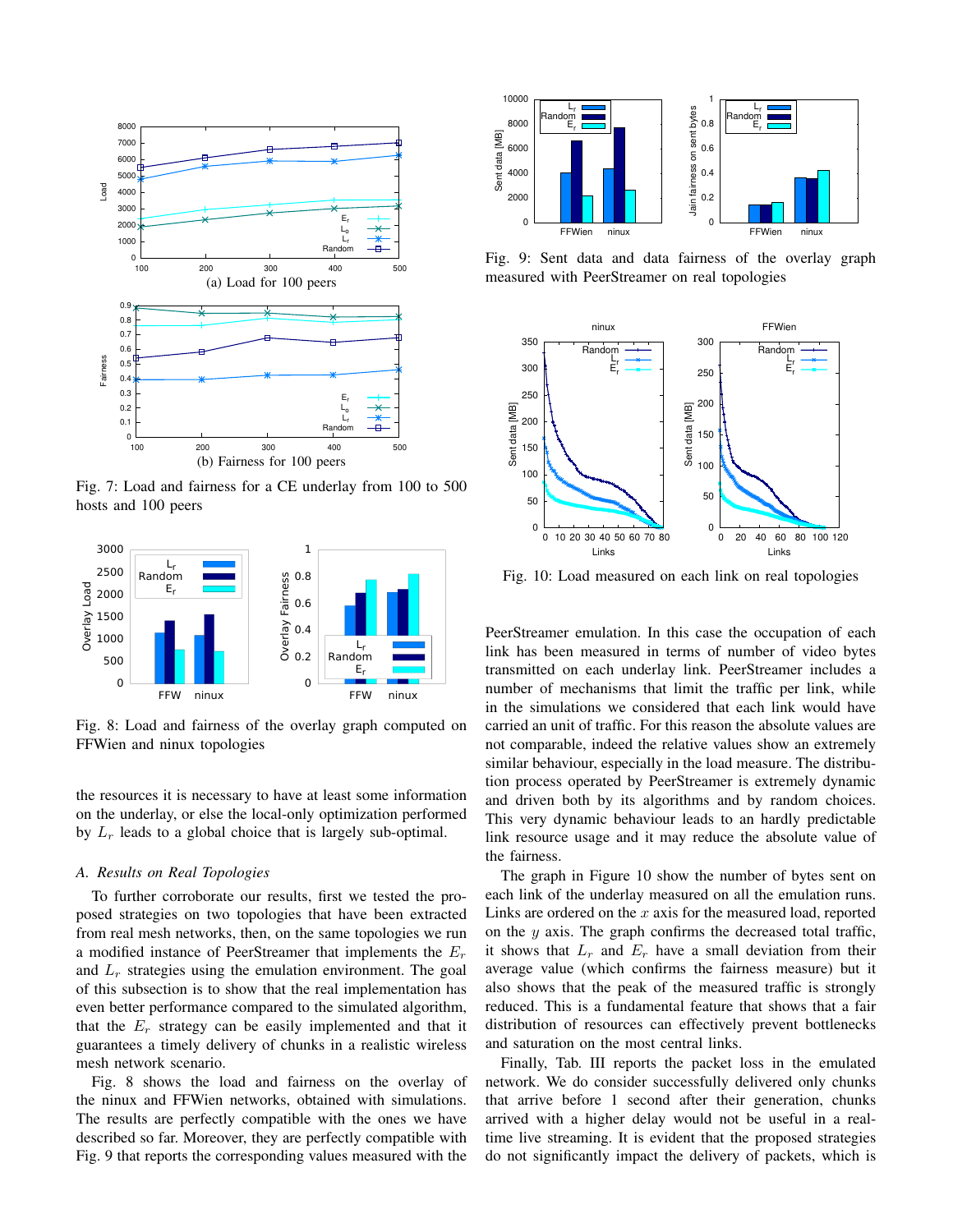(a) Load for 100 peers

(b) Fairness for 100 peers

Fig. 7: Load and fairness for a CE underlay from 100 to 500 hosts and 100 peers

Fig. 8: Load and fairness of the overlay graph computed on FFWien and ninux topologies

the resources it is necessary to have at least some information on the underlay, or else the local-only optimization performed by $L_r$ leads to a global choice that is largely sub-optimal.

### A. Results on Real Topologies

To further corroborate our results, first we tested the proposed strategies on two topologies that have been extracted from real mesh networks, then, on the same topologies we run a modified instance of PeerStreamer that implements the $E_r$ and $L_r$ strategies using the emulation environment. The goal of this subsection is to show that the real implementation has even better performance compared to the simulated algorithm, that the $E_r$ strategy can be easily implemented and that it guarantees a timely delivery of chunks in a realistic wireless mesh network scenario.

Fig. 8 shows the load and fairness on the overlay of the ninux and FFWien networks, obtained with simulations. The results are perfectly compatible with the ones we have described so far. Moreover, they are perfectly compatible with Fig. 9 that reports the corresponding values measured with the PeerStreamer emulation. In this case the occupation of each link has been measured in terms of number of video bytes transmitted on each underlay link. PeerStreamer includes a number of mechanisms that limit the traffic per link, while in the simulations we considered that each link would have carried an unit of traffic. For this reason the absolute values are not comparable, indeed the relative values show an extremely similar behaviour, especially in the load measure. The distribution process operated by PeerStreamer is extremely dynamic and driven both by its algorithms and by random choices. This very dynamic behaviour leads to an hardly predictable link resource usage and it may reduce the absolute value of the fairness.

Fig. 9: Sent data and data fairness of the overlay graph measured with PeerStreamer on real topologies

Fig. 10: Load measured on each link on real topologies

The graph in Figure 10 show the number of bytes sent on each link of the underlay measured on all the emulation runs. Links are ordered on the $x$ axis for the measured load, reported on the $y$ axis. The graph confirms the decreased total traffic, it shows that $L_r$ and $E_r$ have a small deviation from their average value (which confirms the fairness measure) but it also shows that the peak of the measured traffic is strongly reduced. This is a fundamental feature that shows that a fair distribution of resources can effectively prevent bottlenecks and saturation on the most central links.

Finally, Tab. III reports the packet loss in the emulated network. We do consider successfully delivered only chunks that arrive before 1 second after their generation, chunks arrived with a higher delay would not be useful in a real-time live streaming. It is evident that the proposed strategies do not significantly impact the delivery of packets, which is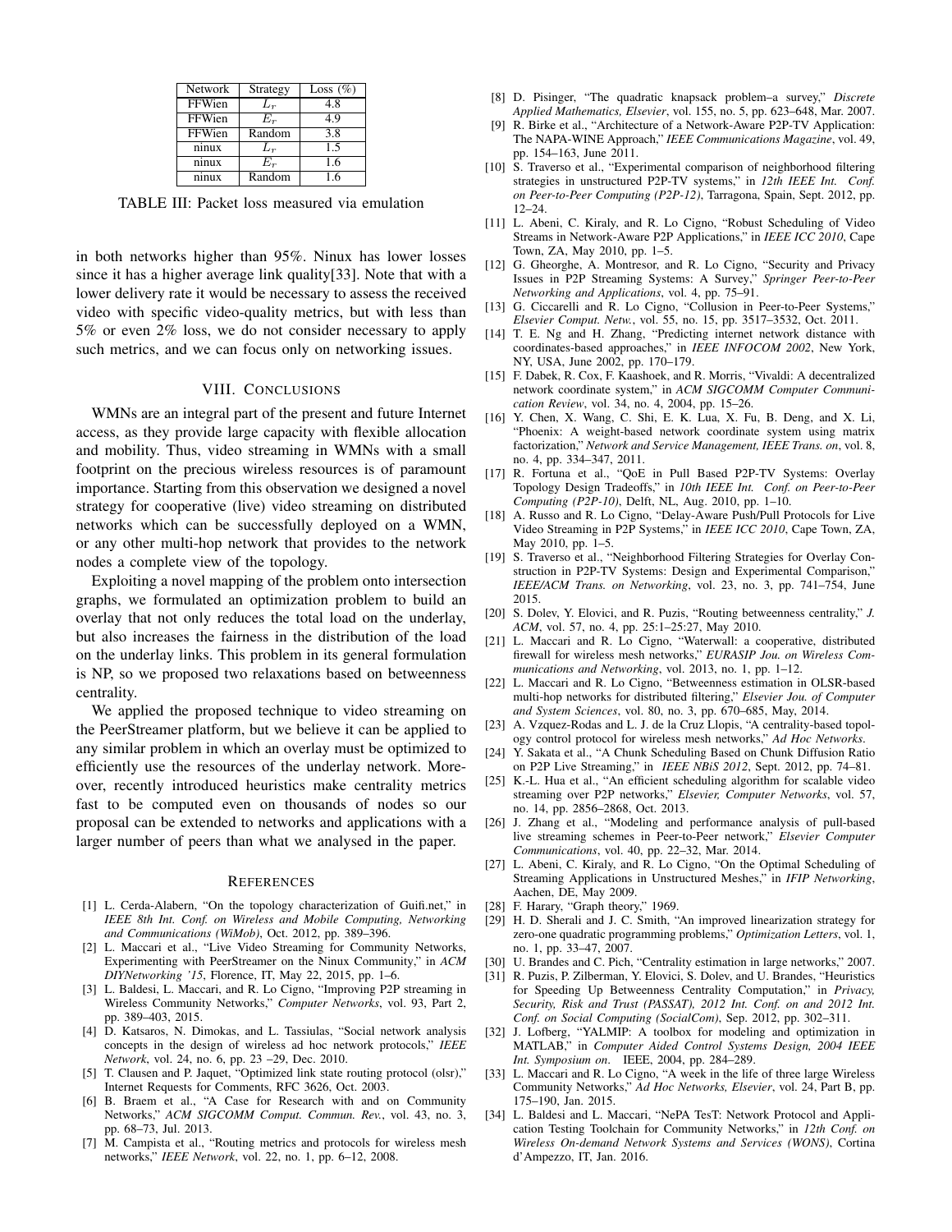| Network | Strategy | Loss (%) |
| --- | --- | --- |
| FFWien | $L_r$ | 4.8 |
| FFWien | $E_r$ | 4.9 |
| FFWien | Random | 3.8 |
| ninux | $L_r$ | 1.5 |
| ninux | $E_r$ | 1.6 |
| ninux | Random | 1.6 |

TABLE III: Packet loss measured via emulation

in both networks higher than 95%. Ninux has lower losses since it has a higher average link quality[33]. Note that with a lower delivery rate it would be necessary to assess the received video with specific video-quality metrics, but with less than 5% or even 2% loss, we do not consider necessary to apply such metrics, and we can focus only on networking issues.

## VIII. Conclusions

WMNs are an integral part of the present and future Internet access, as they provide large capacity with flexible allocation and mobility. Thus, video streaming in WMNs with a small footprint on the precious wireless resources is of paramount importance. Starting from this observation we designed a novel strategy for cooperative (live) video streaming on distributed networks which can be successfully deployed on a WMN, or any other multi-hop network that provides to the network nodes a complete view of the topology.

Exploiting a novel mapping of the problem onto intersection graphs, we formulated an optimization problem to build an overlay that not only reduces the total load on the underlay, but also increases the fairness in the distribution of the load on the underlay links. This problem in its general formulation is NP, so we proposed two relaxations based on betweenness centrality.

We applied the proposed technique to video streaming on the PeerStreamer platform, but we believe it can be applied to any similar problem in which an overlay must be optimized to efficiently use the resources of the underlay network. Moreover, recently introduced heuristics make centrality metrics fast to be computed even on thousands of nodes so our proposal can be extended to networks and applications with a larger number of peers than what we analysed in the paper.

## References

[1] L. Cerda-Alabern, "On the topology characterization of Guifi.net," in *IEEE 8th Int. Conf. on Wireless and Mobile Computing, Networking and Communications (WiMob)*, Oct. 2012, pp. 389–396.

[2] L. Maccari et al., "Live Video Streaming for Community Networks, Experimenting with PeerStreamer on the Ninux Community," in *ACM DIYNetworking '15*, Florence, IT, May 22, 2015, pp. 1–6.

[3] L. Baldesi, L. Maccari, and R. Lo Cigno, "Improving P2P streaming in Wireless Community Networks," *Computer Networks*, vol. 93, Part 2, pp. 389–403, 2015.

[4] D. Katsaros, N. Dimokas, and L. Tassiulas, "Social network analysis concepts in the design of wireless ad hoc network protocols," *IEEE Network*, vol. 24, no. 6, pp. 23 –29, Dec. 2010.

[5] T. Clausen and P. Jaquet, "Optimized link state routing protocol (olsr)," Internet Requests for Comments, RFC 3626, Oct. 2003.

[6] B. Braem et al., "A Case for Research with and on Community Networks," *ACM SIGCOMM Comput. Commun. Rev.*, vol. 43, no. 3, pp. 68–73, Jul. 2013.

[7] M. Campista et al., "Routing metrics and protocols for wireless mesh networks," *IEEE Network*, vol. 22, no. 1, pp. 6–12, 2008.

[8] D. Pisinger, "The quadratic knapsack problem–a survey," *Discrete Applied Mathematics, Elsevier*, vol. 155, no. 5, pp. 623–648, Mar. 2007.

[9] R. Birke et al., "Architecture of a Network-Aware P2P-TV Application: The NAPA-WINE Approach," *IEEE Communications Magazine*, vol. 49, pp. 154–163, June 2011.

[10] S. Traverso et al., "Experimental comparison of neighborhood filtering strategies in unstructured P2P-TV systems," in *12th IEEE Int. Conf. on Peer-to-Peer Computing (P2P-12)*, Tarragona, Spain, Sept. 2012, pp. 12–24.

[11] L. Abeni, C. Kiraly, and R. Lo Cigno, "Robust Scheduling of Video Streams in Network-Aware P2P Applications," in *IEEE ICC 2010*, Cape Town, ZA, May 2010, pp. 1–5.

[12] G. Gheorghe, A. Montresor, and R. Lo Cigno, "Security and Privacy Issues in P2P Streaming Systems: A Survey," *Springer Peer-to-Peer Networking and Applications*, vol. 4, pp. 75–91.

[13] G. Ciccarelli and R. Lo Cigno, "Collusion in Peer-to-Peer Systems," *Elsevier Comput. Netw.*, vol. 55, no. 15, pp. 3517–3532, Oct. 2011.

[14] T. E. Ng and H. Zhang, "Predicting internet network distance with coordinates-based approaches," in *IEEE INFOCOM 2002*, New York, NY, USA, June 2002, pp. 170–179.

[15] F. Dabek, R. Cox, F. Kaashoek, and R. Morris, "Vivaldi: A decentralized network coordinate system," in *ACM SIGCOMM Computer Communication Review*, vol. 34, no. 4, 2004, pp. 15–26.

[16] Y. Chen, X. Wang, C. Shi, E. K. Lua, X. Fu, B. Deng, and X. Li, "Phoenix: A weight-based network coordinate system using matrix factorization," *Network and Service Management, IEEE Trans. on*, vol. 8, no. 4, pp. 334–347, 2011.

[17] R. Fortuna et al., "QoE in Pull Based P2P-TV Systems: Overlay Topology Design Tradeoffs," in *10th IEEE Int. Conf. on Peer-to-Peer Computing (P2P-10)*, Delft, NL, Aug. 2010, pp. 1–10.

[18] A. Russo and R. Lo Cigno, "Delay-Aware Push/Pull Protocols for Live Video Streaming in P2P Systems," in *IEEE ICC 2010*, Cape Town, ZA, May 2010, pp. 1–5.

[19] S. Traverso et al., "Neighborhood Filtering Strategies for Overlay Construction in P2P-TV Systems: Design and Experimental Comparison," *IEEE/ACM Trans. on Networking*, vol. 23, no. 3, pp. 741–754, June 2015.

[20] S. Dolev, Y. Elovici, and R. Puzis, "Routing betweenness centrality," *J. ACM*, vol. 57, no. 4, pp. 25:1–25:27, May 2010.

[21] L. Maccari and R. Lo Cigno, "Waterwall: a cooperative, distributed firewall for wireless mesh networks," *EURASIP Jou. on Wireless Communications and Networking*, vol. 2013, no. 1, pp. 1–12.

[22] L. Maccari and R. Lo Cigno, "Betweenness estimation in OLSR-based multi-hop networks for distributed filtering," *Elsevier Jou. of Computer and System Sciences*, vol. 80, no. 3, pp. 670–685, May, 2014.

[23] A. Vzquez-Rodas and L. J. de la Cruz Llopis, "A centrality-based topology control protocol for wireless mesh networks," *Ad Hoc Networks*.

[24] Y. Sakata et al., "A Chunk Scheduling Based on Chunk Diffusion Ratio on P2P Live Streaming," in *IEEE NBiS 2012*, Sept. 2012, pp. 74–81.

[25] K.-L. Hua et al., "An efficient scheduling algorithm for scalable video streaming over P2P networks," *Elsevier, Computer Networks*, vol. 57, no. 14, pp. 2856–2868, Oct. 2013.

[26] J. Zhang et al., "Modeling and performance analysis of pull-based live streaming schemes in Peer-to-Peer network," *Elsevier Computer Communications*, vol. 40, pp. 22–32, Mar. 2014.

[27] L. Abeni, C. Kiraly, and R. Lo Cigno, "On the Optimal Scheduling of Streaming Applications in Unstructured Meshes," in *IFIP Networking*, Aachen, DE, May 2009.

[28] F. Harary, "Graph theory," 1969.

[29] H. D. Sherali and J. C. Smith, "An improved linearization strategy for zero-one quadratic programming problems," *Optimization Letters*, vol. 1, no. 1, pp. 33–47, 2007.

[30] U. Brandes and C. Pich, "Centrality estimation in large networks," 2007.

[31] R. Puzis, P. Zilberman, Y. Elovici, S. Dolev, and U. Brandes, "Heuristics for Speeding Up Betweenness Centrality Computation," in *Privacy, Security, Risk and Trust (PASSAT), 2012 Int. Conf. on and 2012 Int. Conf. on Social Computing (SocialCom)*, Sep. 2012, pp. 302–311.

[32] J. Lofberg, "YALMIP: A toolbox for modeling and optimization in MATLAB," in *Computer Aided Control Systems Design, 2004 IEEE Int. Symposium on*. IEEE, 2004, pp. 284–289.

[33] L. Maccari and R. Lo Cigno, "A week in the life of three large Wireless Community Networks," *Ad Hoc Networks, Elsevier*, vol. 24, Part B, pp. 175–190, Jan. 2015.

[34] L. Baldesi and L. Maccari, "NePA TesT: Network Protocol and Application Testing Toolchain for Community Networks," in *12th Conf. on Wireless On-demand Network Systems and Services (WONS)*, Cortina d'Ampezzo, IT, Jan. 2016.